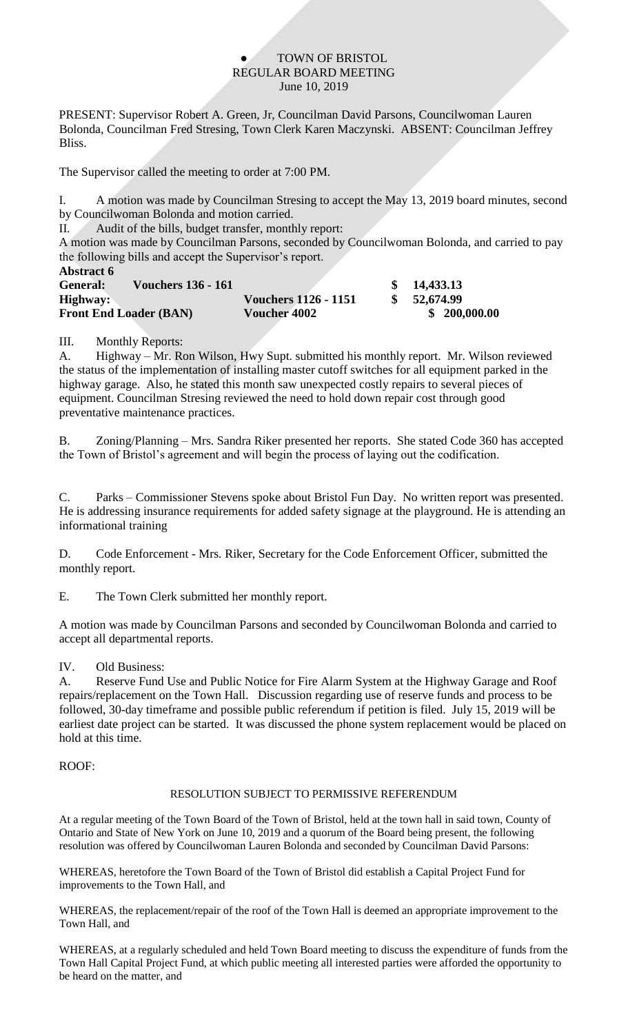# TOWN OF BRISTOL
## REGULAR BOARD MEETING
June 10, 2019

PRESENT: Supervisor Robert A. Green, Jr, Councilman David Parsons, Councilwoman Lauren Bolonda, Councilman Fred Stresing, Town Clerk Karen Maczynski. ABSENT: Councilman Jeffrey Bliss.

The Supervisor called the meeting to order at 7:00 PM.

I. A motion was made by Councilman Stresing to accept the May 13, 2019 board minutes, second by Councilwoman Bolonda and motion carried.

II. Audit of the bills, budget transfer, monthly report:

A motion was made by Councilman Parsons, seconded by Councilwoman Bolonda, and carried to pay the following bills and accept the Supervisor's report.

**Abstract 6**

| | | |
|---|---|---|
| **General: Vouchers 136 - 161** | | **$ 14,433.13** |
| **Highway:** | **Vouchers 1126 - 1151** | **$ 52,674.99** |
| **Front End Loader (BAN)** | **Voucher 4002** | **$ 200,000.00** |

III. Monthly Reports:

A. Highway – Mr. Ron Wilson, Hwy Supt. submitted his monthly report. Mr. Wilson reviewed the status of the implementation of installing master cutoff switches for all equipment parked in the highway garage. Also, he stated this month saw unexpected costly repairs to several pieces of equipment. Councilman Stresing reviewed the need to hold down repair cost through good preventative maintenance practices.

B. Zoning/Planning – Mrs. Sandra Riker presented her reports. She stated Code 360 has accepted the Town of Bristol's agreement and will begin the process of laying out the codification.

C. Parks – Commissioner Stevens spoke about Bristol Fun Day. No written report was presented. He is addressing insurance requirements for added safety signage at the playground. He is attending an informational training

D. Code Enforcement - Mrs. Riker, Secretary for the Code Enforcement Officer, submitted the monthly report.

E. The Town Clerk submitted her monthly report.

A motion was made by Councilman Parsons and seconded by Councilwoman Bolonda and carried to accept all departmental reports.

IV. Old Business:

A. Reserve Fund Use and Public Notice for Fire Alarm System at the Highway Garage and Roof repairs/replacement on the Town Hall. Discussion regarding use of reserve funds and process to be followed, 30-day timeframe and possible public referendum if petition is filed. July 15, 2019 will be earliest date project can be started. It was discussed the phone system replacement would be placed on hold at this time.

ROOF:

RESOLUTION SUBJECT TO PERMISSIVE REFERENDUM

At a regular meeting of the Town Board of the Town of Bristol, held at the town hall in said town, County of Ontario and State of New York on June 10, 2019 and a quorum of the Board being present, the following resolution was offered by Councilwoman Lauren Bolonda and seconded by Councilman David Parsons:

WHEREAS, heretofore the Town Board of the Town of Bristol did establish a Capital Project Fund for improvements to the Town Hall, and

WHEREAS, the replacement/repair of the roof of the Town Hall is deemed an appropriate improvement to the Town Hall, and

WHEREAS, at a regularly scheduled and held Town Board meeting to discuss the expenditure of funds from the Town Hall Capital Project Fund, at which public meeting all interested parties were afforded the opportunity to be heard on the matter, and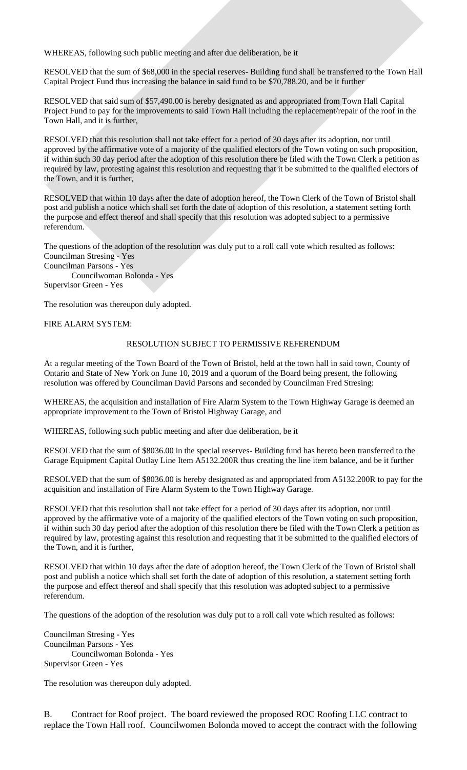WHEREAS, following such public meeting and after due deliberation, be it

RESOLVED that the sum of $68,000 in the special reserves- Building fund shall be transferred to the Town Hall Capital Project Fund thus increasing the balance in said fund to be $70,788.20, and be it further

RESOLVED that said sum of $57,490.00 is hereby designated as and appropriated from Town Hall Capital Project Fund to pay for the improvements to said Town Hall including the replacement/repair of the roof in the Town Hall, and it is further,

RESOLVED that this resolution shall not take effect for a period of 30 days after its adoption, nor until approved by the affirmative vote of a majority of the qualified electors of the Town voting on such proposition, if within such 30 day period after the adoption of this resolution there be filed with the Town Clerk a petition as required by law, protesting against this resolution and requesting that it be submitted to the qualified electors of the Town, and it is further,

RESOLVED that within 10 days after the date of adoption hereof, the Town Clerk of the Town of Bristol shall post and publish a notice which shall set forth the date of adoption of this resolution, a statement setting forth the purpose and effect thereof and shall specify that this resolution was adopted subject to a permissive referendum.

The questions of the adoption of the resolution was duly put to a roll call vote which resulted as follows:
Councilman Stresing - Yes
Councilman Parsons - Yes
Councilwoman Bolonda - Yes
Supervisor Green - Yes

The resolution was thereupon duly adopted.

FIRE ALARM SYSTEM:

RESOLUTION SUBJECT TO PERMISSIVE REFERENDUM

At a regular meeting of the Town Board of the Town of Bristol, held at the town hall in said town, County of Ontario and State of New York on June 10, 2019 and a quorum of the Board being present, the following resolution was offered by Councilman David Parsons and seconded by Councilman Fred Stresing:

WHEREAS, the acquisition and installation of Fire Alarm System to the Town Highway Garage is deemed an appropriate improvement to the Town of Bristol Highway Garage, and

WHEREAS, following such public meeting and after due deliberation, be it

RESOLVED that the sum of $8036.00 in the special reserves- Building fund has hereto been transferred to the Garage Equipment Capital Outlay Line Item A5132.200R thus creating the line item balance, and be it further

RESOLVED that the sum of $8036.00 is hereby designated as and appropriated from A5132.200R to pay for the acquisition and installation of Fire Alarm System to the Town Highway Garage.

RESOLVED that this resolution shall not take effect for a period of 30 days after its adoption, nor until approved by the affirmative vote of a majority of the qualified electors of the Town voting on such proposition, if within such 30 day period after the adoption of this resolution there be filed with the Town Clerk a petition as required by law, protesting against this resolution and requesting that it be submitted to the qualified electors of the Town, and it is further,

RESOLVED that within 10 days after the date of adoption hereof, the Town Clerk of the Town of Bristol shall post and publish a notice which shall set forth the date of adoption of this resolution, a statement setting forth the purpose and effect thereof and shall specify that this resolution was adopted subject to a permissive referendum.

The questions of the adoption of the resolution was duly put to a roll call vote which resulted as follows:

Councilman Stresing - Yes
Councilman Parsons - Yes
Councilwoman Bolonda - Yes
Supervisor Green - Yes

The resolution was thereupon duly adopted.

B. Contract for Roof project. The board reviewed the proposed ROC Roofing LLC contract to replace the Town Hall roof. Councilwomen Bolonda moved to accept the contract with the following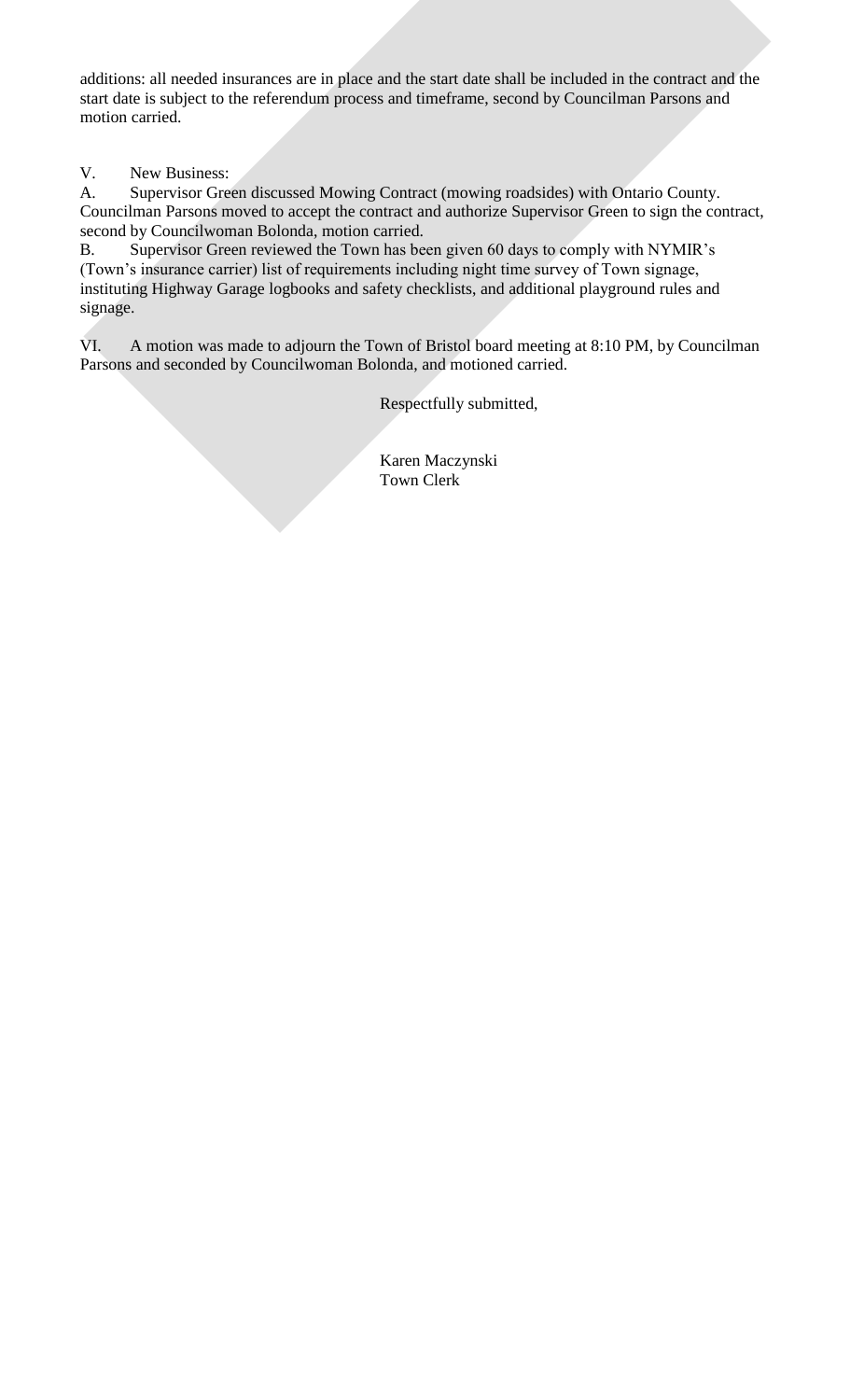additions: all needed insurances are in place and the start date shall be included in the contract and the start date is subject to the referendum process and timeframe, second by Councilman Parsons and motion carried.

V. New Business:

A. Supervisor Green discussed Mowing Contract (mowing roadsides) with Ontario County. Councilman Parsons moved to accept the contract and authorize Supervisor Green to sign the contract, second by Councilwoman Bolonda, motion carried.

B. Supervisor Green reviewed the Town has been given 60 days to comply with NYMIR's (Town's insurance carrier) list of requirements including night time survey of Town signage, instituting Highway Garage logbooks and safety checklists, and additional playground rules and signage.

VI. A motion was made to adjourn the Town of Bristol board meeting at 8:10 PM, by Councilman Parsons and seconded by Councilwoman Bolonda, and motioned carried.

Respectfully submitted,

Karen Maczynski
Town Clerk